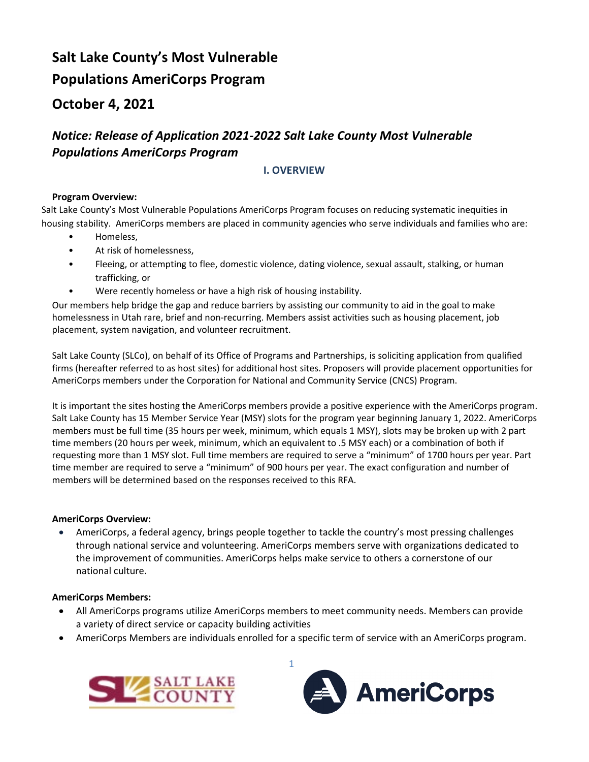# Salt Lake County's Most Vulnerable Populations AmeriCorps Program

# October 4, 2021

## *Notice: Release of Application 2021-2022 Salt Lake County Most Vulnerable Populations AmeriCorps Program*

### I. OVERVIEW

**Program Overview:**

Salt Lake County's Most Vulnerable Populations AmeriCorps Program focuses on reducing systematic inequities in housing stability. AmeriCorps members are placed in community agencies who serve individuals and families who are:

- Homeless,
- At risk of homelessness,
- Fleeing, or attempting to flee, domestic violence, dating violence, sexual assault, stalking, or human trafficking, or
- Were recently homeless or have a high risk of housing instability.

Our members help bridge the gap and reduce barriers by assisting our community to aid in the goal to make homelessness in Utah rare, brief and non-recurring. Members assist activities such as housing placement, job placement, system navigation, and volunteer recruitment.

Salt Lake County (SLCo), on behalf of its Office of Programs and Partnerships, is soliciting application from qualified firms (hereafter referred to as host sites) for additional host sites. Proposers will provide placement opportunities for AmeriCorps members under the Corporation for National and Community Service (CNCS) Program.

It is important the sites hosting the AmeriCorps members provide a positive experience with the AmeriCorps program. Salt Lake County has 15 Member Service Year (MSY) slots for the program year beginning January 1, 2022. AmeriCorps members must be full time (35 hours per week, minimum, which equals 1 MSY), slots may be broken up with 2 part time members (20 hours per week, minimum, which an equivalent to .5 MSY each) or a combination of both if requesting more than 1 MSY slot. Full time members are required to serve a "minimum" of 1700 hours per year. Part time member are required to serve a "minimum" of 900 hours per year. The exact configuration and number of members will be determined based on the responses received to this RFA.

**AmeriCorps Overview:**

- AmeriCorps, a federal agency, brings people together to tackle the country's most pressing challenges through national service and volunteering. AmeriCorps members serve with organizations dedicated to the improvement of communities. AmeriCorps helps make service to others a cornerstone of our national culture.

**AmeriCorps Members:**

- All AmeriCorps programs utilize AmeriCorps members to meet community needs. Members can provide a variety of direct service or capacity building activities
- AmeriCorps Members are individuals enrolled for a specific term of service with an AmeriCorps program.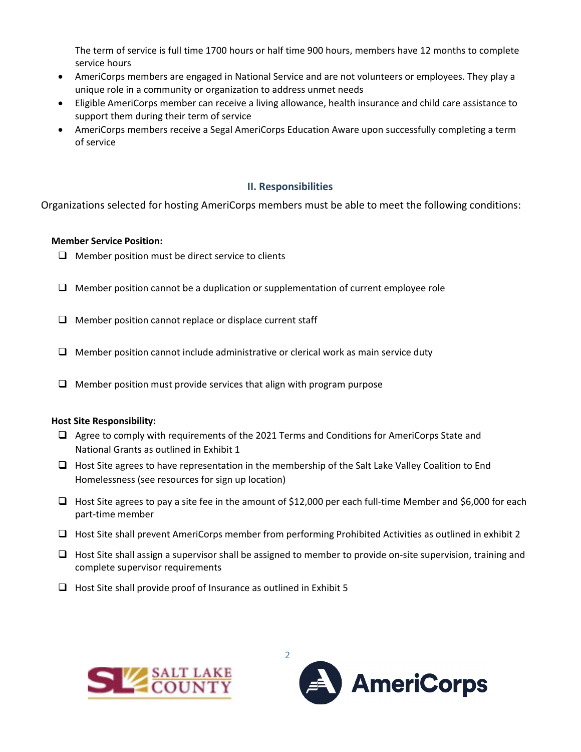The term of service is full time 1700 hours or half time 900 hours, members have 12 months to complete service hours

- AmeriCorps members are engaged in National Service and are not volunteers or employees. They play a unique role in a community or organization to address unmet needs
- Eligible AmeriCorps member can receive a living allowance, health insurance and child care assistance to support them during their term of service
- AmeriCorps members receive a Segal AmeriCorps Education Aware upon successfully completing a term of service

## II. Responsibilities

Organizations selected for hosting AmeriCorps members must be able to meet the following conditions:

**Member Service Position:**

- ❑ Member position must be direct service to clients
- ❑ Member position cannot be a duplication or supplementation of current employee role
- ❑ Member position cannot replace or displace current staff
- ❑ Member position cannot include administrative or clerical work as main service duty
- ❑ Member position must provide services that align with program purpose

**Host Site Responsibility:**

- ❑ Agree to comply with requirements of the 2021 Terms and Conditions for AmeriCorps State and National Grants as outlined in Exhibit 1
- ❑ Host Site agrees to have representation in the membership of the Salt Lake Valley Coalition to End Homelessness (see resources for sign up location)
- ❑ Host Site agrees to pay a site fee in the amount of $12,000 per each full-time Member and $6,000 for each part-time member
- ❑ Host Site shall prevent AmeriCorps member from performing Prohibited Activities as outlined in exhibit 2
- ❑ Host Site shall assign a supervisor shall be assigned to member to provide on-site supervision, training and complete supervisor requirements
- ❑ Host Site shall provide proof of Insurance as outlined in Exhibit 5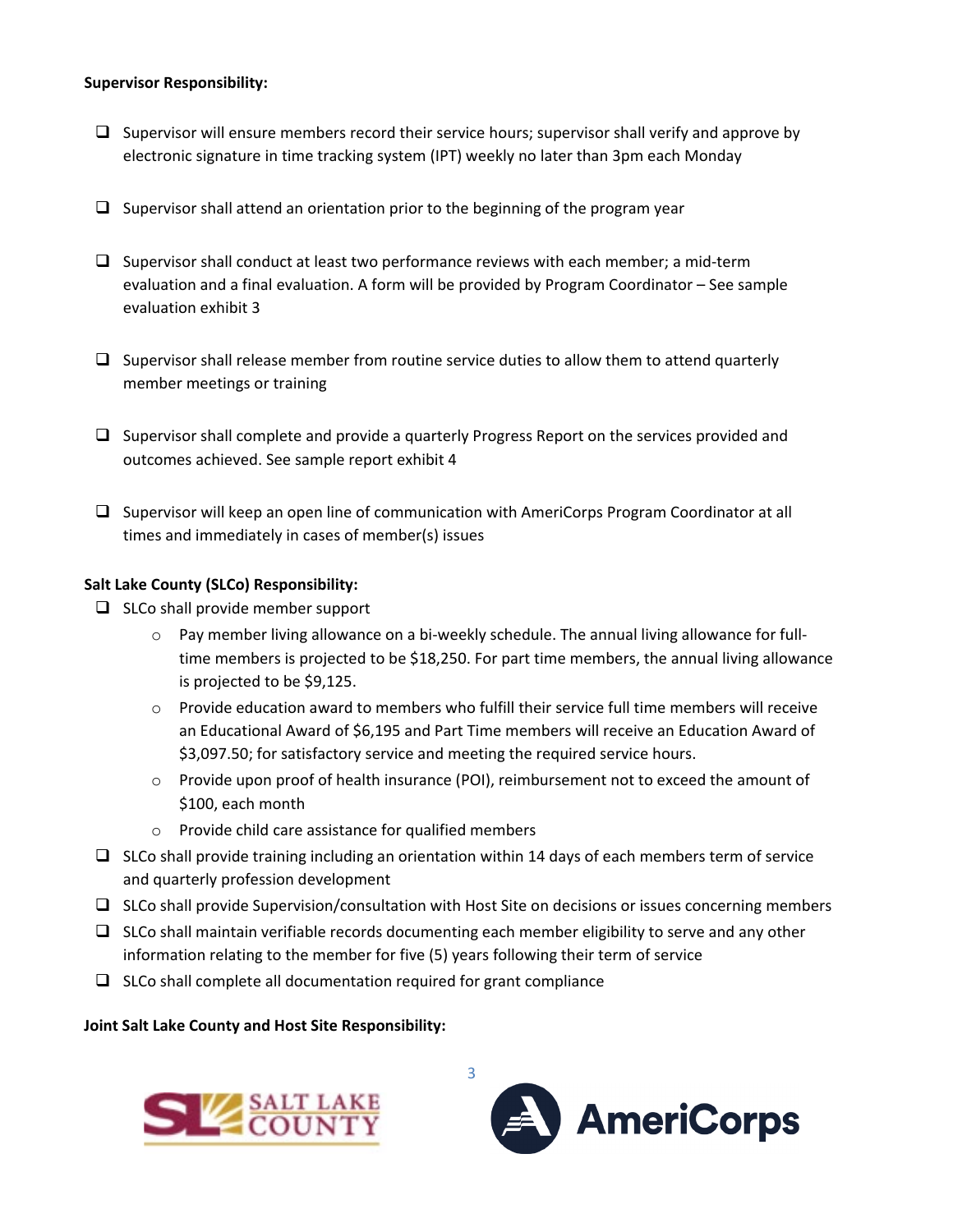**Supervisor Responsibility:**

- ☐ Supervisor will ensure members record their service hours; supervisor shall verify and approve by electronic signature in time tracking system (IPT) weekly no later than 3pm each Monday

- ☐ Supervisor shall attend an orientation prior to the beginning of the program year

- ☐ Supervisor shall conduct at least two performance reviews with each member; a mid-term evaluation and a final evaluation. A form will be provided by Program Coordinator – See sample evaluation exhibit 3

- ☐ Supervisor shall release member from routine service duties to allow them to attend quarterly member meetings or training

- ☐ Supervisor shall complete and provide a quarterly Progress Report on the services provided and outcomes achieved. See sample report exhibit 4

- ☐ Supervisor will keep an open line of communication with AmeriCorps Program Coordinator at all times and immediately in cases of member(s) issues

**Salt Lake County (SLCo) Responsibility:**

- ☐ SLCo shall provide member support
  - Pay member living allowance on a bi-weekly schedule. The annual living allowance for full-time members is projected to be $18,250. For part time members, the annual living allowance is projected to be $9,125.
  - Provide education award to members who fulfill their service full time members will receive an Educational Award of $6,195 and Part Time members will receive an Education Award of $3,097.50; for satisfactory service and meeting the required service hours.
  - Provide upon proof of health insurance (POI), reimbursement not to exceed the amount of $100, each month
  - Provide child care assistance for qualified members
- ☐ SLCo shall provide training including an orientation within 14 days of each members term of service and quarterly profession development
- ☐ SLCo shall provide Supervision/consultation with Host Site on decisions or issues concerning members
- ☐ SLCo shall maintain verifiable records documenting each member eligibility to serve and any other information relating to the member for five (5) years following their term of service
- ☐ SLCo shall complete all documentation required for grant compliance

**Joint Salt Lake County and Host Site Responsibility:**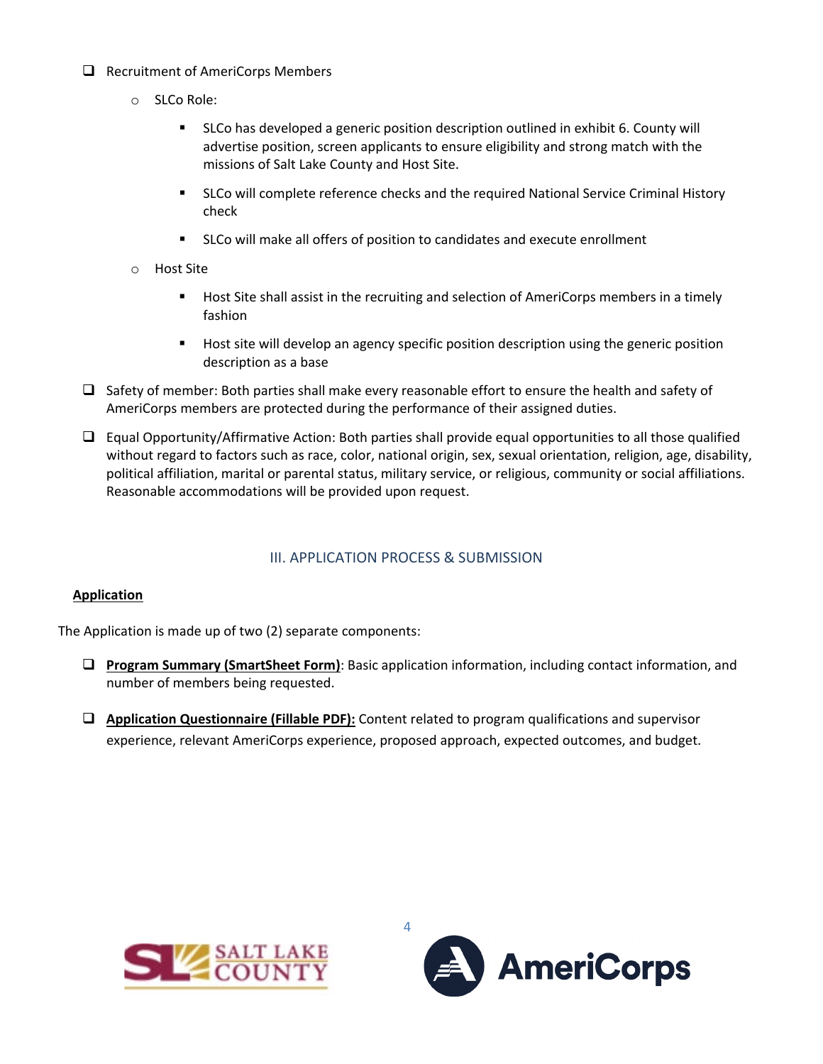- Recruitment of AmeriCorps Members
  - SLCo Role:
    - SLCo has developed a generic position description outlined in exhibit 6. County will advertise position, screen applicants to ensure eligibility and strong match with the missions of Salt Lake County and Host Site.
    - SLCo will complete reference checks and the required National Service Criminal History check
    - SLCo will make all offers of position to candidates and execute enrollment
  - Host Site
    - Host Site shall assist in the recruiting and selection of AmeriCorps members in a timely fashion
    - Host site will develop an agency specific position description using the generic position description as a base
- Safety of member: Both parties shall make every reasonable effort to ensure the health and safety of AmeriCorps members are protected during the performance of their assigned duties.
- Equal Opportunity/Affirmative Action: Both parties shall provide equal opportunities to all those qualified without regard to factors such as race, color, national origin, sex, sexual orientation, religion, age, disability, political affiliation, marital or parental status, military service, or religious, community or social affiliations. Reasonable accommodations will be provided upon request.

## III. APPLICATION PROCESS & SUBMISSION

**Application**

The Application is made up of two (2) separate components:

- **Program Summary (SmartSheet Form)**: Basic application information, including contact information, and number of members being requested.
- **Application Questionnaire (Fillable PDF):** Content related to program qualifications and supervisor experience, relevant AmeriCorps experience, proposed approach, expected outcomes, and budget.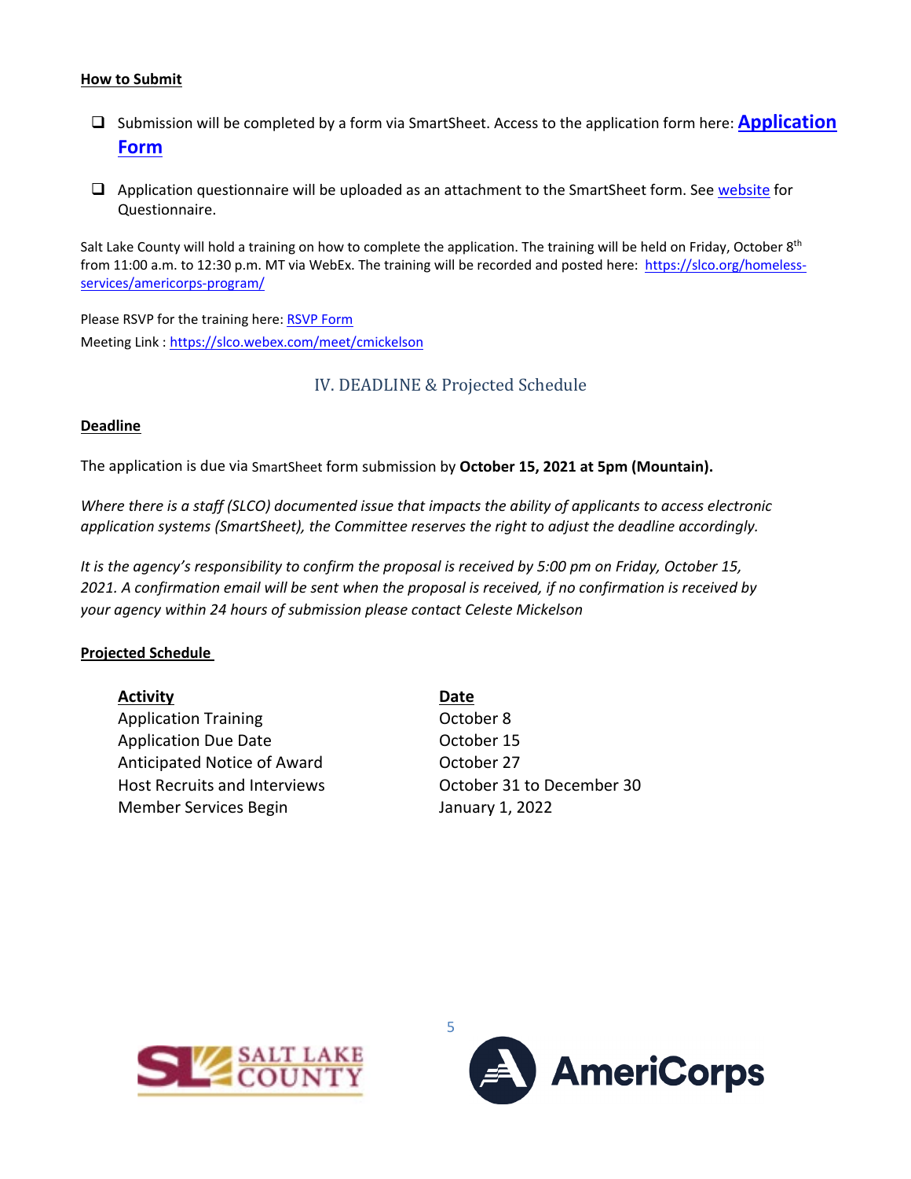**How to Submit**

- ☐ Submission will be completed by a form via SmartSheet. Access to the application form here: **Application Form**
- ☐ Application questionnaire will be uploaded as an attachment to the SmartSheet form. See website for Questionnaire.

Salt Lake County will hold a training on how to complete the application. The training will be held on Friday, October 8th from 11:00 a.m. to 12:30 p.m. MT via WebEx. The training will be recorded and posted here: https://slco.org/homeless-services/americorps-program/

Please RSVP for the training here: RSVP Form
Meeting Link : https://slco.webex.com/meet/cmickelson

## IV. DEADLINE & Projected Schedule

**Deadline**

The application is due via SmartSheet form submission by **October 15, 2021 at 5pm (Mountain).**

*Where there is a staff (SLCO) documented issue that impacts the ability of applicants to access electronic application systems (SmartSheet), the Committee reserves the right to adjust the deadline accordingly.*

*It is the agency's responsibility to confirm the proposal is received by 5:00 pm on Friday, October 15, 2021. A confirmation email will be sent when the proposal is received, if no confirmation is received by your agency within 24 hours of submission please contact Celeste Mickelson*

**Projected Schedule**

| Activity | Date |
|---|---|
| Application Training | October 8 |
| Application Due Date | October 15 |
| Anticipated Notice of Award | October 27 |
| Host Recruits and Interviews | October 31 to December 30 |
| Member Services Begin | January 1, 2022 |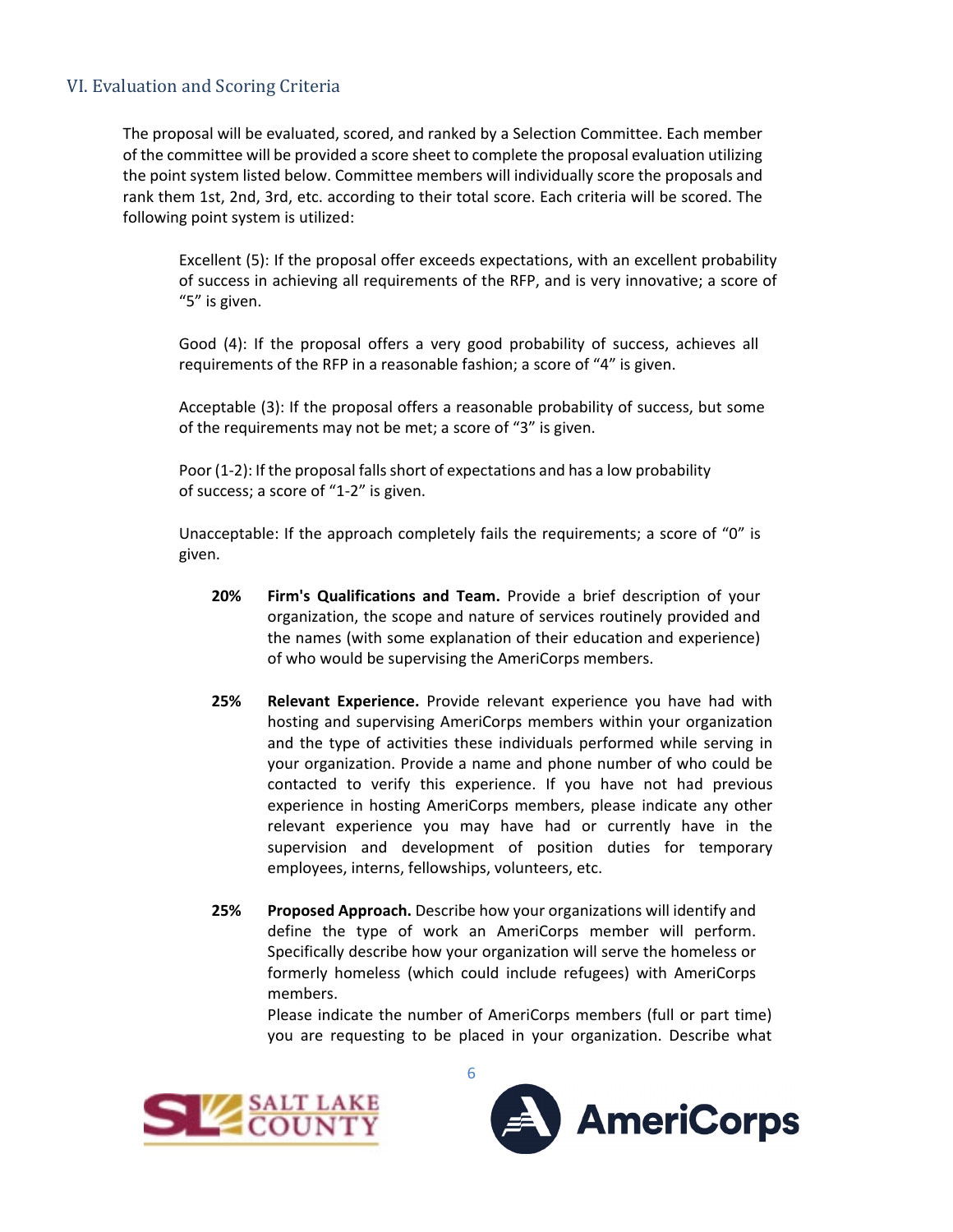## VI. Evaluation and Scoring Criteria

The proposal will be evaluated, scored, and ranked by a Selection Committee. Each member of the committee will be provided a score sheet to complete the proposal evaluation utilizing the point system listed below. Committee members will individually score the proposals and rank them 1st, 2nd, 3rd, etc. according to their total score. Each criteria will be scored. The following point system is utilized:

Excellent (5): If the proposal offer exceeds expectations, with an excellent probability of success in achieving all requirements of the RFP, and is very innovative; a score of "5" is given.

Good (4): If the proposal offers a very good probability of success, achieves all requirements of the RFP in a reasonable fashion; a score of "4" is given.

Acceptable (3): If the proposal offers a reasonable probability of success, but some of the requirements may not be met; a score of "3" is given.

Poor (1-2): If the proposal falls short of expectations and has a low probability of success; a score of "1-2" is given.

Unacceptable: If the approach completely fails the requirements; a score of "0" is given.

**20%** **Firm's Qualifications and Team.** Provide a brief description of your organization, the scope and nature of services routinely provided and the names (with some explanation of their education and experience) of who would be supervising the AmeriCorps members.

**25%** **Relevant Experience.** Provide relevant experience you have had with hosting and supervising AmeriCorps members within your organization and the type of activities these individuals performed while serving in your organization. Provide a name and phone number of who could be contacted to verify this experience. If you have not had previous experience in hosting AmeriCorps members, please indicate any other relevant experience you may have had or currently have in the supervision and development of position duties for temporary employees, interns, fellowships, volunteers, etc.

**25%** **Proposed Approach.** Describe how your organizations will identify and define the type of work an AmeriCorps member will perform. Specifically describe how your organization will serve the homeless or formerly homeless (which could include refugees) with AmeriCorps members.

Please indicate the number of AmeriCorps members (full or part time) you are requesting to be placed in your organization. Describe what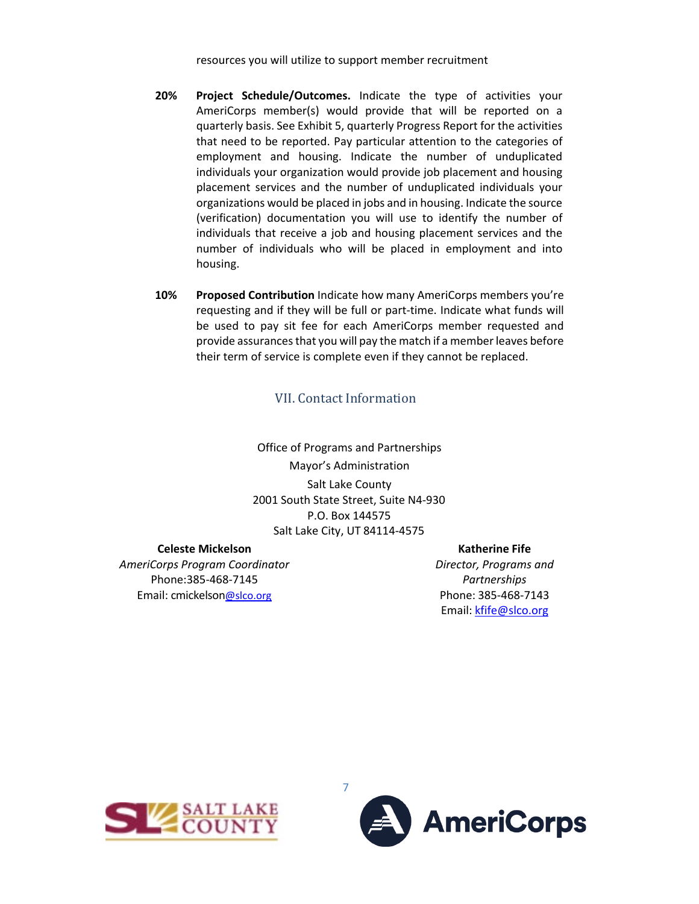resources you will utilize to support member recruitment

**20%** **Project Schedule/Outcomes.** Indicate the type of activities your AmeriCorps member(s) would provide that will be reported on a quarterly basis. See Exhibit 5, quarterly Progress Report for the activities that need to be reported. Pay particular attention to the categories of employment and housing. Indicate the number of unduplicated individuals your organization would provide job placement and housing placement services and the number of unduplicated individuals your organizations would be placed in jobs and in housing. Indicate the source (verification) documentation you will use to identify the number of individuals that receive a job and housing placement services and the number of individuals who will be placed in employment and into housing.

**10%** **Proposed Contribution** Indicate how many AmeriCorps members you're requesting and if they will be full or part-time. Indicate what funds will be used to pay sit fee for each AmeriCorps member requested and provide assurances that you will pay the match if a member leaves before their term of service is complete even if they cannot be replaced.

## VII. Contact Information

Office of Programs and Partnerships
Mayor's Administration
Salt Lake County
2001 South State Street, Suite N4-930
P.O. Box 144575
Salt Lake City, UT 84114-4575

**Celeste Mickelson**
*AmeriCorps Program Coordinator*
Phone:385-468-7145
Email: cmickelson@slco.org

**Katherine Fife**
*Director, Programs and Partnerships*
Phone: 385-468-7143
Email: kfife@slco.org